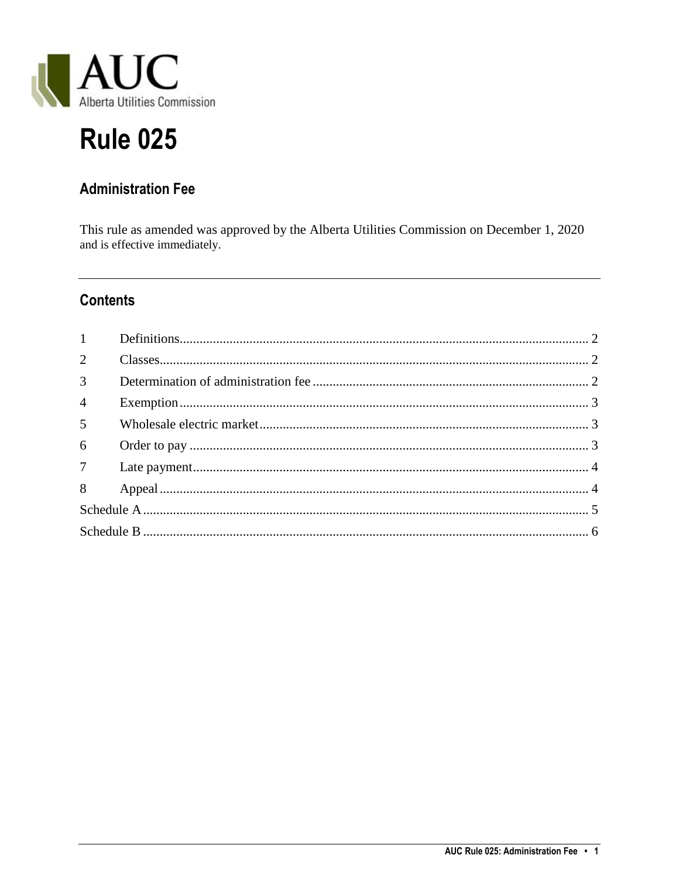AUC
Alberta Utilities Commission

# Rule 025

## Administration Fee

This rule as amended was approved by the Alberta Utilities Commission on December 1, 2020 and is effective immediately.

---

## Contents

| | | |
|---|---|---|
| 1 | Definitions | 2 |
| 2 | Classes | 2 |
| 3 | Determination of administration fee | 2 |
| 4 | Exemption | 3 |
| 5 | Wholesale electric market | 3 |
| 6 | Order to pay | 3 |
| 7 | Late payment | 4 |
| 8 | Appeal | 4 |
| Schedule A | | 5 |
| Schedule B | | 6 |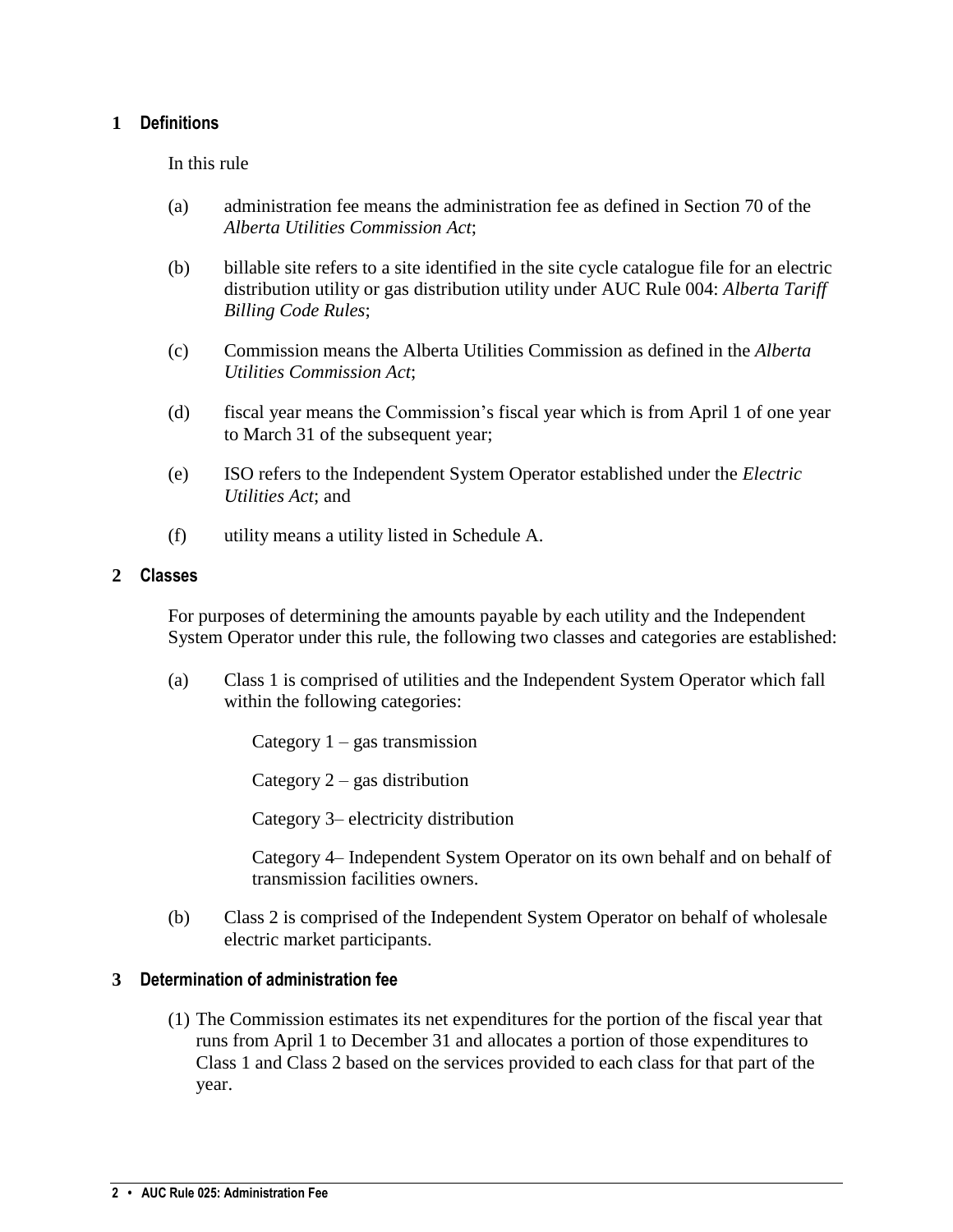## 1 Definitions

In this rule

(a) administration fee means the administration fee as defined in Section 70 of the *Alberta Utilities Commission Act*;

(b) billable site refers to a site identified in the site cycle catalogue file for an electric distribution utility or gas distribution utility under AUC Rule 004: *Alberta Tariff Billing Code Rules*;

(c) Commission means the Alberta Utilities Commission as defined in the *Alberta Utilities Commission Act*;

(d) fiscal year means the Commission's fiscal year which is from April 1 of one year to March 31 of the subsequent year;

(e) ISO refers to the Independent System Operator established under the *Electric Utilities Act*; and

(f) utility means a utility listed in Schedule A.

## 2 Classes

For purposes of determining the amounts payable by each utility and the Independent System Operator under this rule, the following two classes and categories are established:

(a) Class 1 is comprised of utilities and the Independent System Operator which fall within the following categories:

Category 1 – gas transmission

Category 2 – gas distribution

Category 3– electricity distribution

Category 4– Independent System Operator on its own behalf and on behalf of transmission facilities owners.

(b) Class 2 is comprised of the Independent System Operator on behalf of wholesale electric market participants.

## 3 Determination of administration fee

(1) The Commission estimates its net expenditures for the portion of the fiscal year that runs from April 1 to December 31 and allocates a portion of those expenditures to Class 1 and Class 2 based on the services provided to each class for that part of the year.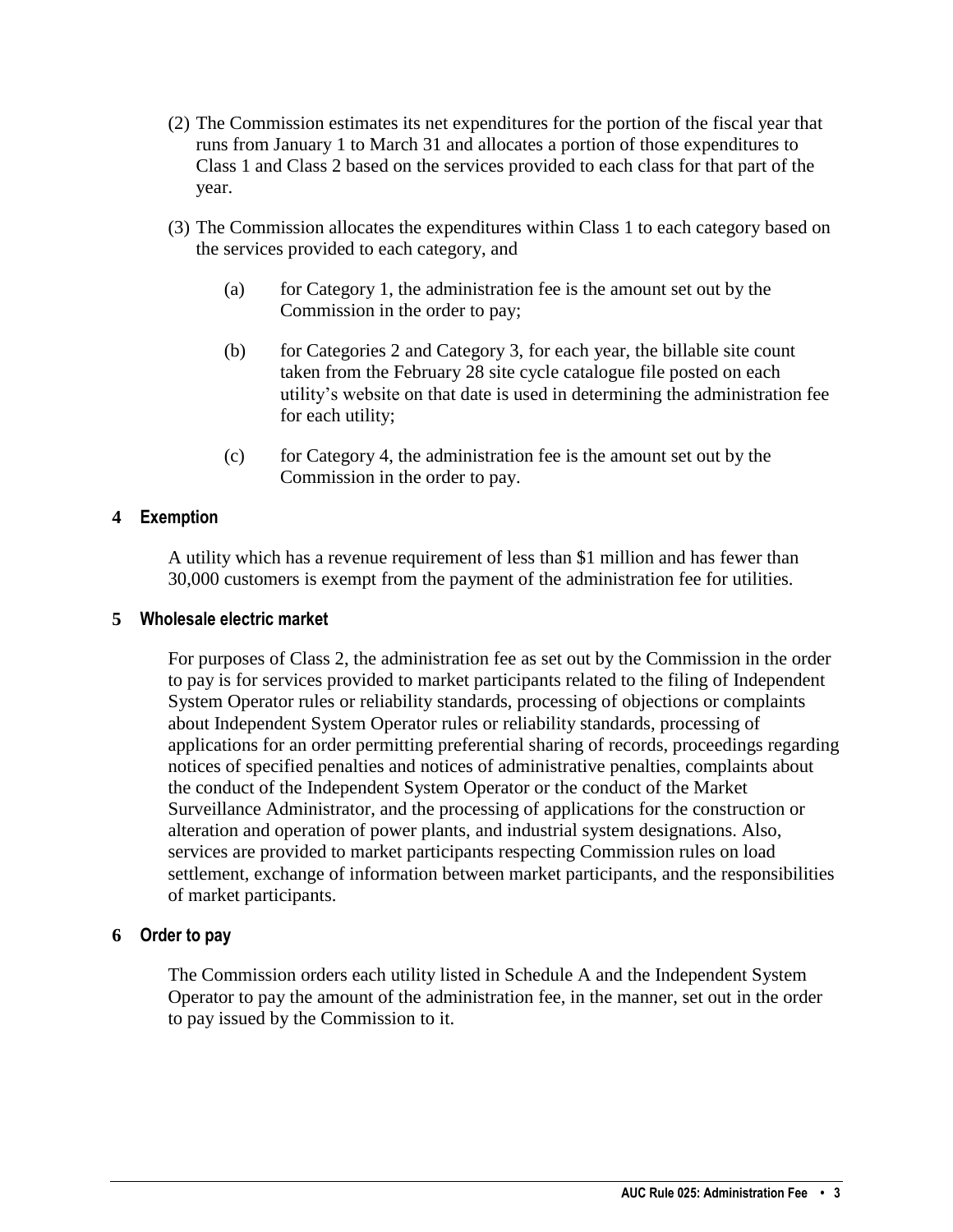(2) The Commission estimates its net expenditures for the portion of the fiscal year that runs from January 1 to March 31 and allocates a portion of those expenditures to Class 1 and Class 2 based on the services provided to each class for that part of the year.

(3) The Commission allocates the expenditures within Class 1 to each category based on the services provided to each category, and

(a) for Category 1, the administration fee is the amount set out by the Commission in the order to pay;

(b) for Categories 2 and Category 3, for each year, the billable site count taken from the February 28 site cycle catalogue file posted on each utility's website on that date is used in determining the administration fee for each utility;

(c) for Category 4, the administration fee is the amount set out by the Commission in the order to pay.

## 4 Exemption

A utility which has a revenue requirement of less than $1 million and has fewer than 30,000 customers is exempt from the payment of the administration fee for utilities.

## 5 Wholesale electric market

For purposes of Class 2, the administration fee as set out by the Commission in the order to pay is for services provided to market participants related to the filing of Independent System Operator rules or reliability standards, processing of objections or complaints about Independent System Operator rules or reliability standards, processing of applications for an order permitting preferential sharing of records, proceedings regarding notices of specified penalties and notices of administrative penalties, complaints about the conduct of the Independent System Operator or the conduct of the Market Surveillance Administrator, and the processing of applications for the construction or alteration and operation of power plants, and industrial system designations. Also, services are provided to market participants respecting Commission rules on load settlement, exchange of information between market participants, and the responsibilities of market participants.

## 6 Order to pay

The Commission orders each utility listed in Schedule A and the Independent System Operator to pay the amount of the administration fee, in the manner, set out in the order to pay issued by the Commission to it.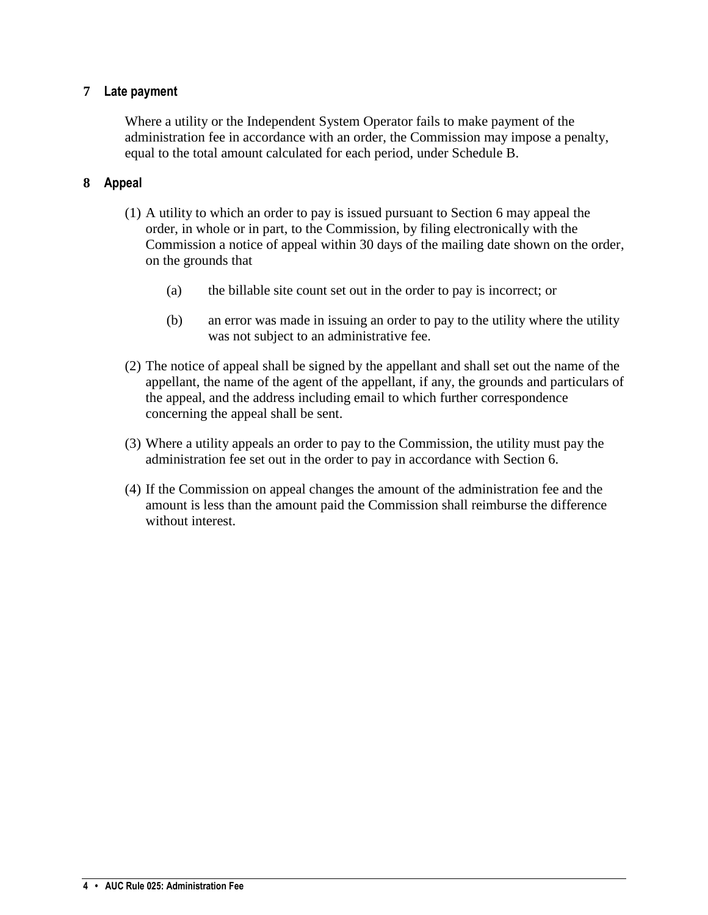## 7 Late payment

Where a utility or the Independent System Operator fails to make payment of the administration fee in accordance with an order, the Commission may impose a penalty, equal to the total amount calculated for each period, under Schedule B.

## 8 Appeal

(1) A utility to which an order to pay is issued pursuant to Section 6 may appeal the order, in whole or in part, to the Commission, by filing electronically with the Commission a notice of appeal within 30 days of the mailing date shown on the order, on the grounds that

(a) the billable site count set out in the order to pay is incorrect; or

(b) an error was made in issuing an order to pay to the utility where the utility was not subject to an administrative fee.

(2) The notice of appeal shall be signed by the appellant and shall set out the name of the appellant, the name of the agent of the appellant, if any, the grounds and particulars of the appeal, and the address including email to which further correspondence concerning the appeal shall be sent.

(3) Where a utility appeals an order to pay to the Commission, the utility must pay the administration fee set out in the order to pay in accordance with Section 6.

(4) If the Commission on appeal changes the amount of the administration fee and the amount is less than the amount paid the Commission shall reimburse the difference without interest.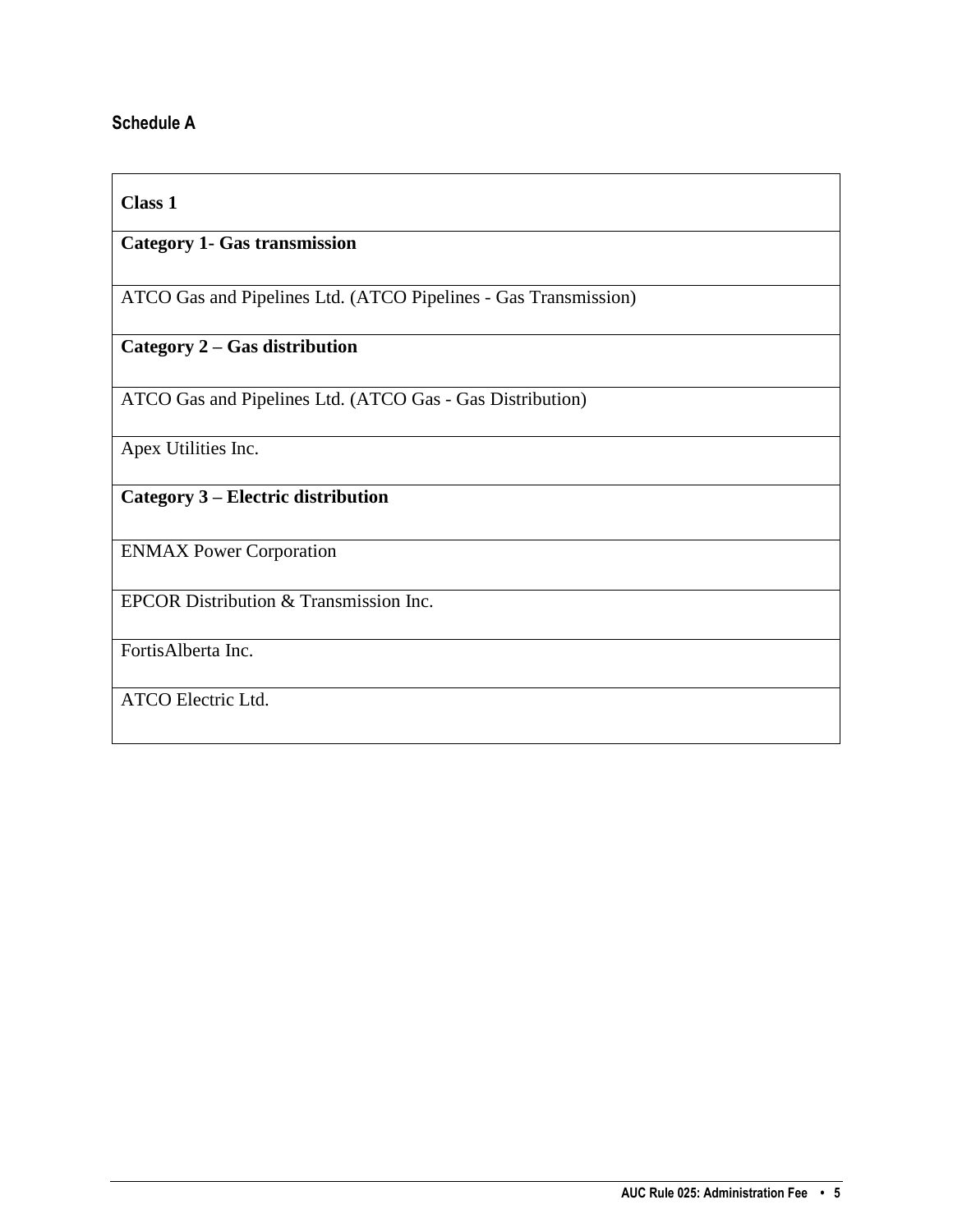## Schedule A

| **Class 1** |
|---|
| **Category 1- Gas transmission** |
| ATCO Gas and Pipelines Ltd. (ATCO Pipelines - Gas Transmission) |
| **Category 2 – Gas distribution** |
| ATCO Gas and Pipelines Ltd. (ATCO Gas - Gas Distribution) |
| Apex Utilities Inc. |
| **Category 3 – Electric distribution** |
| ENMAX Power Corporation |
| EPCOR Distribution & Transmission Inc. |
| FortisAlberta Inc. |
| ATCO Electric Ltd. |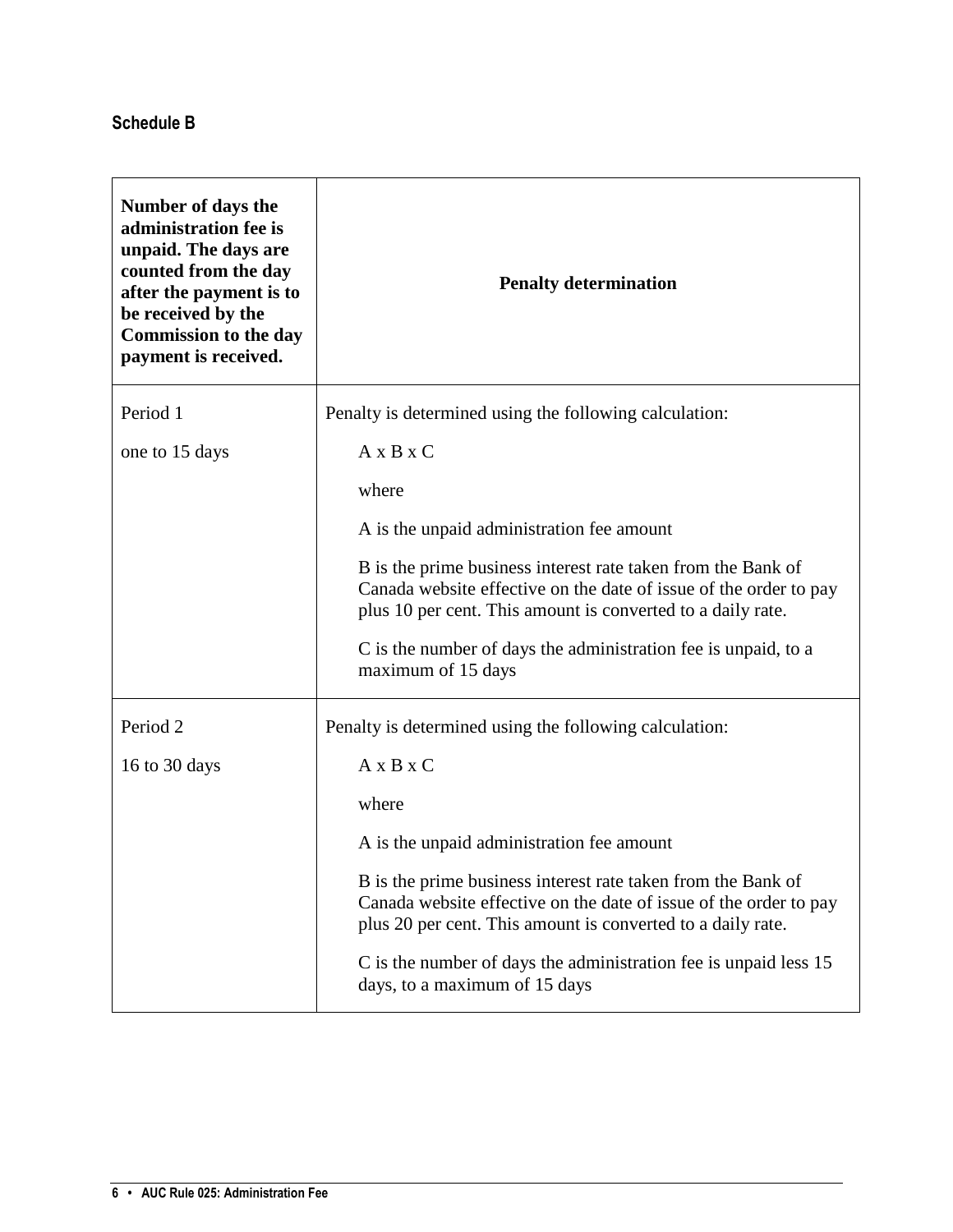### Schedule B

| Number of days the administration fee is unpaid. The days are counted from the day after the payment is to be received by the Commission to the day payment is received. | Penalty determination |
|---|---|
| Period 1<br><br>one to 15 days | Penalty is determined using the following calculation:<br><br>A x B x C<br><br>where<br><br>A is the unpaid administration fee amount<br><br>B is the prime business interest rate taken from the Bank of Canada website effective on the date of issue of the order to pay plus 10 per cent. This amount is converted to a daily rate.<br><br>C is the number of days the administration fee is unpaid, to a maximum of 15 days |
| Period 2<br><br>16 to 30 days | Penalty is determined using the following calculation:<br><br>A x B x C<br><br>where<br><br>A is the unpaid administration fee amount<br><br>B is the prime business interest rate taken from the Bank of Canada website effective on the date of issue of the order to pay plus 20 per cent. This amount is converted to a daily rate.<br><br>C is the number of days the administration fee is unpaid less 15 days, to a maximum of 15 days |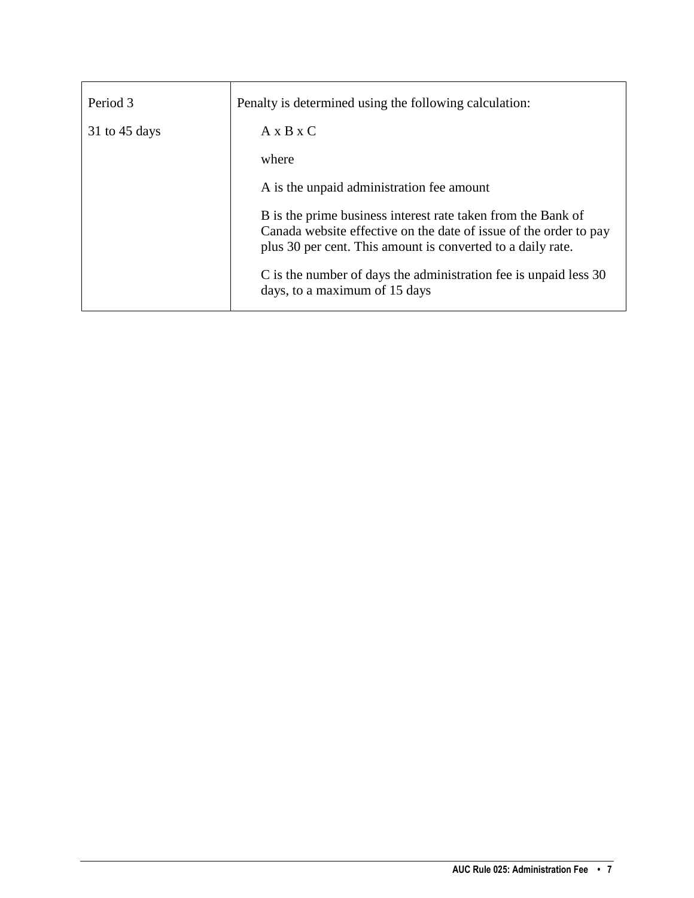| | |
|---|---|
| Period 3<br><br>31 to 45 days | Penalty is determined using the following calculation:<br><br>A x B x C<br><br>where<br><br>A is the unpaid administration fee amount<br><br>B is the prime business interest rate taken from the Bank of Canada website effective on the date of issue of the order to pay plus 30 per cent. This amount is converted to a daily rate.<br><br>C is the number of days the administration fee is unpaid less 30 days, to a maximum of 15 days |